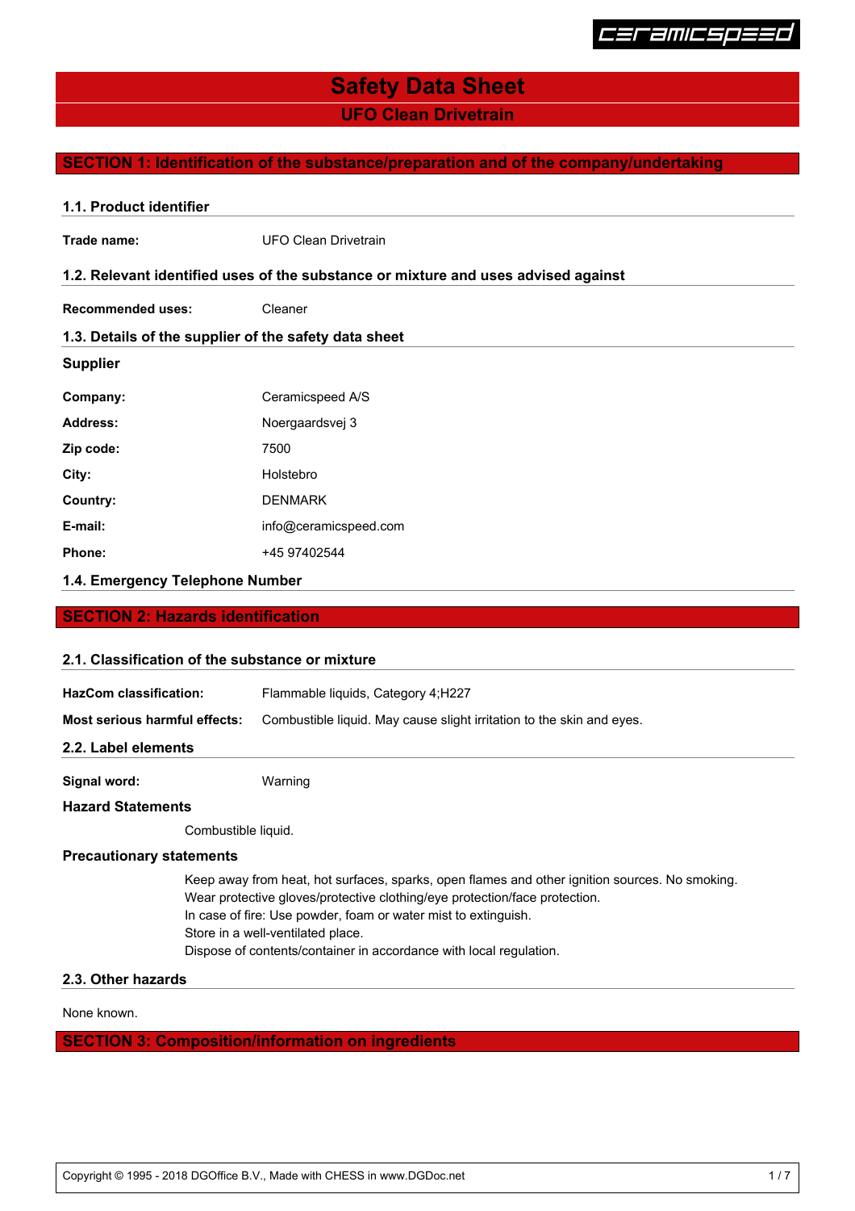# Safety Data Sheet

## UFO Clean Drivetrain

## SECTION 1: Identification of the substance/preparation and of the company/undertaking

### 1.1. Product identifier

**Trade name:** UFO Clean Drivetrain

### 1.2. Relevant identified uses of the substance or mixture and uses advised against

**Recommended uses:** Cleaner

### 1.3. Details of the supplier of the safety data sheet

**Supplier**

| | |
|---|---|
| **Company:** | Ceramicspeed A/S |
| **Address:** | Noergaardsvej 3 |
| **Zip code:** | 7500 |
| **City:** | Holstebro |
| **Country:** | DENMARK |
| **E-mail:** | info@ceramicspeed.com |
| **Phone:** | +45 97402544 |

### 1.4. Emergency Telephone Number

## SECTION 2: Hazards identification

### 2.1. Classification of the substance or mixture

**HazCom classification:** Flammable liquids, Category 4;H227

**Most serious harmful effects:** Combustible liquid. May cause slight irritation to the skin and eyes.

### 2.2. Label elements

**Signal word:** Warning

**Hazard Statements**

Combustible liquid.

**Precautionary statements**

Keep away from heat, hot surfaces, sparks, open flames and other ignition sources. No smoking.
Wear protective gloves/protective clothing/eye protection/face protection.
In case of fire: Use powder, foam or water mist to extinguish.
Store in a well-ventilated place.
Dispose of contents/container in accordance with local regulation.

### 2.3. Other hazards

None known.

## SECTION 3: Composition/information on ingredients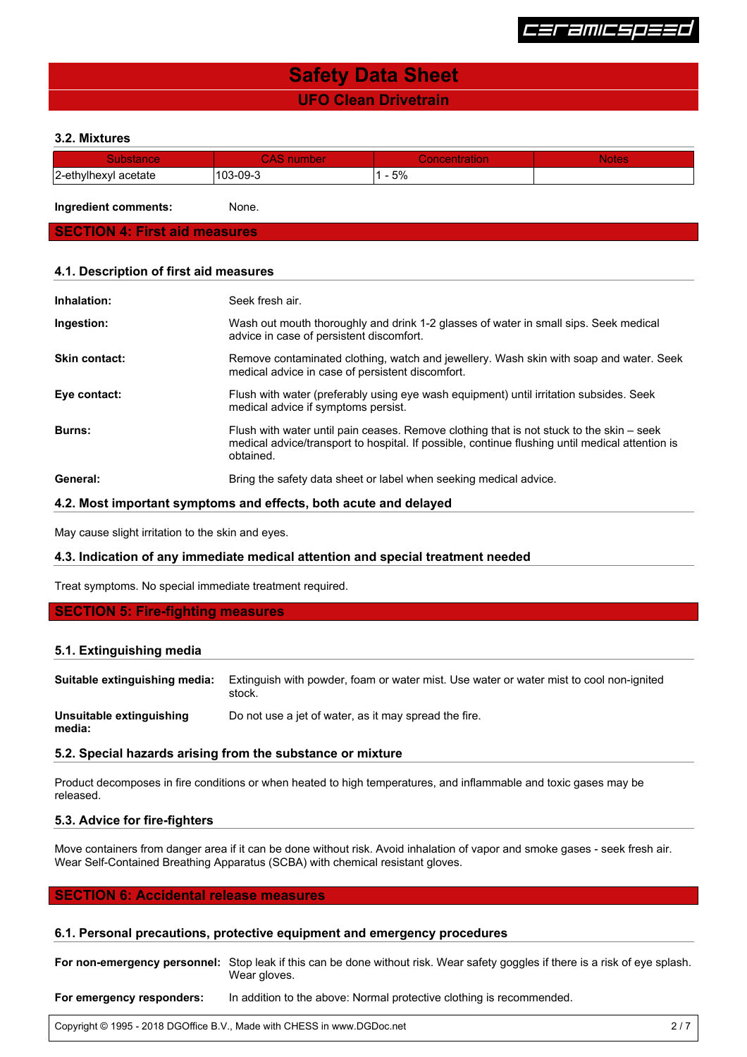### 3.2. Mixtures

| Substance | CAS number | Concentration | Notes |
|---|---|---|---|
| 2-ethylhexyl acetate | 103-09-3 | 1 - 5% | |

**Ingredient comments:** None.

## SECTION 4: First aid measures

### 4.1. Description of first aid measures

**Inhalation:** Seek fresh air.

**Ingestion:** Wash out mouth thoroughly and drink 1-2 glasses of water in small sips. Seek medical advice in case of persistent discomfort.

**Skin contact:** Remove contaminated clothing, watch and jewellery. Wash skin with soap and water. Seek medical advice in case of persistent discomfort.

**Eye contact:** Flush with water (preferably using eye wash equipment) until irritation subsides. Seek medical advice if symptoms persist.

**Burns:** Flush with water until pain ceases. Remove clothing that is not stuck to the skin – seek medical advice/transport to hospital. If possible, continue flushing until medical attention is obtained.

**General:** Bring the safety data sheet or label when seeking medical advice.

### 4.2. Most important symptoms and effects, both acute and delayed

May cause slight irritation to the skin and eyes.

### 4.3. Indication of any immediate medical attention and special treatment needed

Treat symptoms. No special immediate treatment required.

## SECTION 5: Fire-fighting measures

### 5.1. Extinguishing media

**Suitable extinguishing media:** Extinguish with powder, foam or water mist. Use water or water mist to cool non-ignited stock.

**Unsuitable extinguishing media:** Do not use a jet of water, as it may spread the fire.

### 5.2. Special hazards arising from the substance or mixture

Product decomposes in fire conditions or when heated to high temperatures, and inflammable and toxic gases may be released.

### 5.3. Advice for fire-fighters

Move containers from danger area if it can be done without risk. Avoid inhalation of vapor and smoke gases - seek fresh air. Wear Self-Contained Breathing Apparatus (SCBA) with chemical resistant gloves.

## SECTION 6: Accidental release measures

### 6.1. Personal precautions, protective equipment and emergency procedures

**For non-emergency personnel:** Stop leak if this can be done without risk. Wear safety goggles if there is a risk of eye splash. Wear gloves.

**For emergency responders:** In addition to the above: Normal protective clothing is recommended.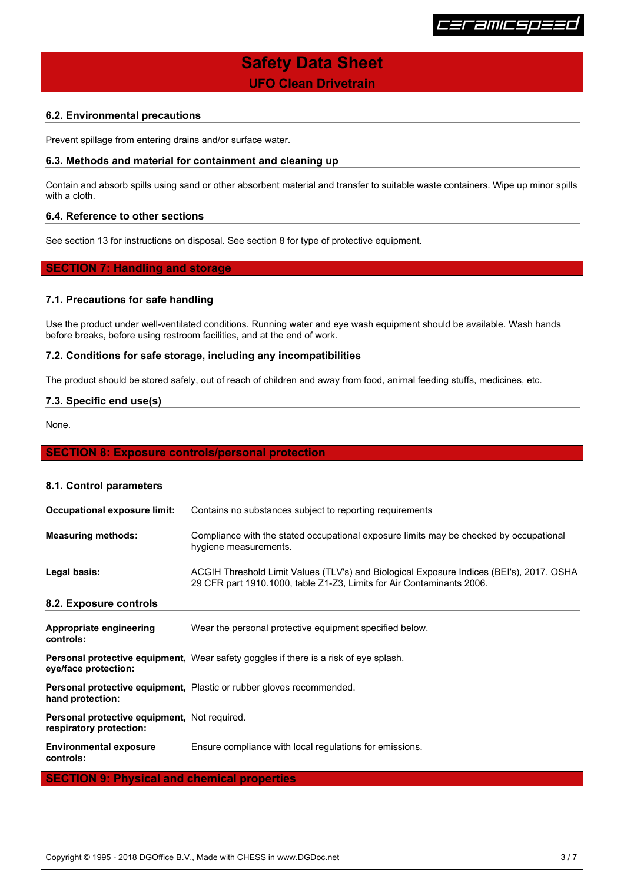### 6.2. Environmental precautions

Prevent spillage from entering drains and/or surface water.

### 6.3. Methods and material for containment and cleaning up

Contain and absorb spills using sand or other absorbent material and transfer to suitable waste containers. Wipe up minor spills with a cloth.

### 6.4. Reference to other sections

See section 13 for instructions on disposal. See section 8 for type of protective equipment.

## SECTION 7: Handling and storage

### 7.1. Precautions for safe handling

Use the product under well-ventilated conditions. Running water and eye wash equipment should be available. Wash hands before breaks, before using restroom facilities, and at the end of work.

### 7.2. Conditions for safe storage, including any incompatibilities

The product should be stored safely, out of reach of children and away from food, animal feeding stuffs, medicines, etc.

### 7.3. Specific end use(s)

None.

## SECTION 8: Exposure controls/personal protection

### 8.1. Control parameters

**Occupational exposure limit:** Contains no substances subject to reporting requirements

**Measuring methods:** Compliance with the stated occupational exposure limits may be checked by occupational hygiene measurements.

**Legal basis:** ACGIH Threshold Limit Values (TLV's) and Biological Exposure Indices (BEI's), 2017. OSHA 29 CFR part 1910.1000, table Z1-Z3, Limits for Air Contaminants 2006.

### 8.2. Exposure controls

**Appropriate engineering controls:** Wear the personal protective equipment specified below.

**Personal protective equipment, eye/face protection:** Wear safety goggles if there is a risk of eye splash.

**Personal protective equipment, hand protection:** Plastic or rubber gloves recommended.

**Personal protective equipment, respiratory protection:** Not required.

**Environmental exposure controls:** Ensure compliance with local regulations for emissions.

## SECTION 9: Physical and chemical properties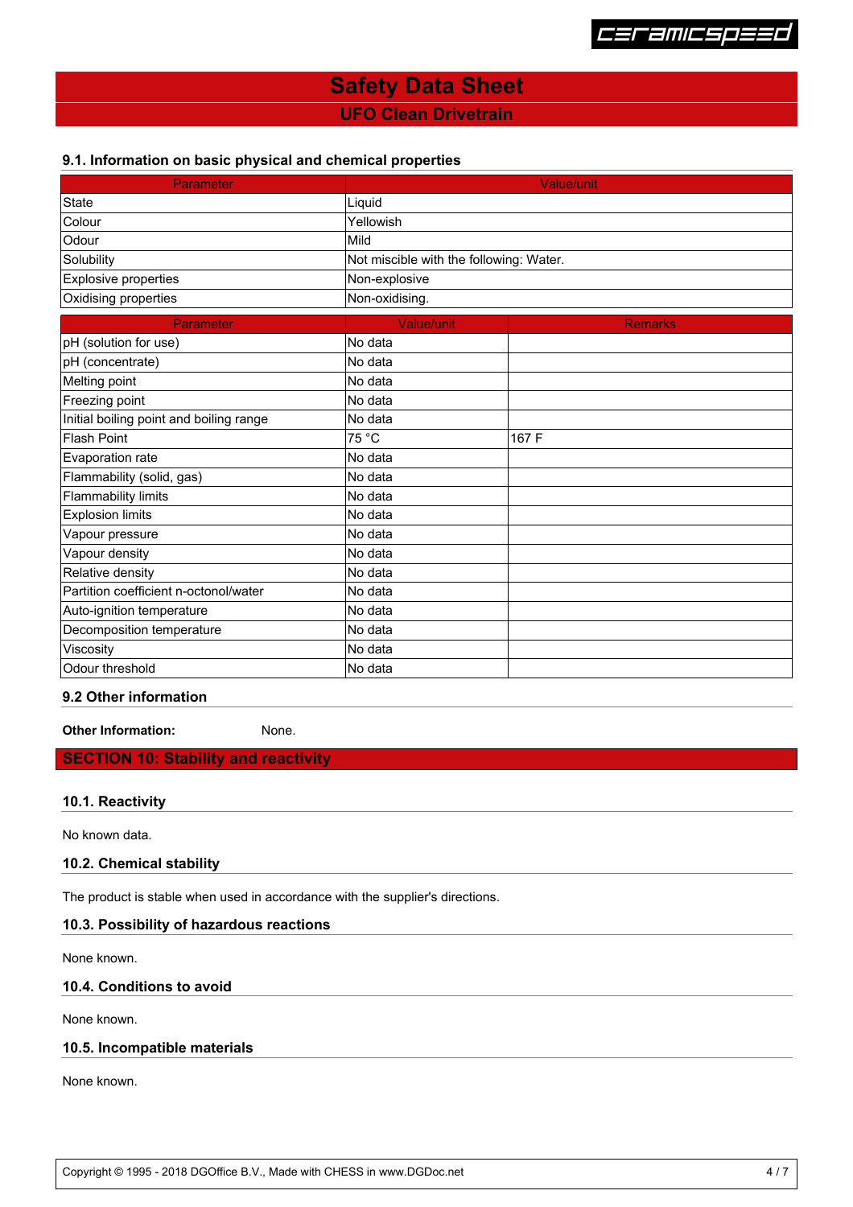### 9.1. Information on basic physical and chemical properties

| Parameter | Value/unit |
|---|---|
| State | Liquid |
| Colour | Yellowish |
| Odour | Mild |
| Solubility | Not miscible with the following: Water. |
| Explosive properties | Non-explosive |
| Oxidising properties | Non-oxidising. |

| Parameter | Value/unit | Remarks |
|---|---|---|
| pH (solution for use) | No data | |
| pH (concentrate) | No data | |
| Melting point | No data | |
| Freezing point | No data | |
| Initial boiling point and boiling range | No data | |
| Flash Point | 75 °C | 167 F |
| Evaporation rate | No data | |
| Flammability (solid, gas) | No data | |
| Flammability limits | No data | |
| Explosion limits | No data | |
| Vapour pressure | No data | |
| Vapour density | No data | |
| Relative density | No data | |
| Partition coefficient n-octonol/water | No data | |
| Auto-ignition temperature | No data | |
| Decomposition temperature | No data | |
| Viscosity | No data | |
| Odour threshold | No data | |

### 9.2 Other information

**Other Information:** None.

## SECTION 10: Stability and reactivity

### 10.1. Reactivity

No known data.

### 10.2. Chemical stability

The product is stable when used in accordance with the supplier's directions.

### 10.3. Possibility of hazardous reactions

None known.

### 10.4. Conditions to avoid

None known.

### 10.5. Incompatible materials

None known.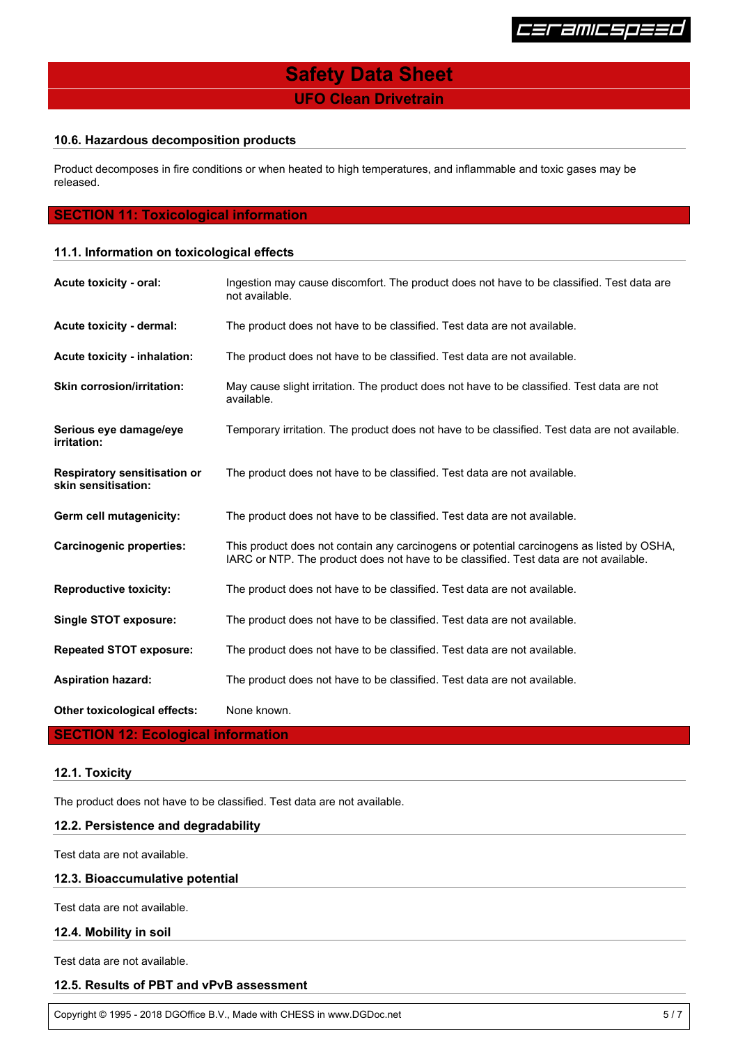### 10.6. Hazardous decomposition products

Product decomposes in fire conditions or when heated to high temperatures, and inflammable and toxic gases may be released.

## SECTION 11: Toxicological information

### 11.1. Information on toxicological effects

| | |
|---|---|
| **Acute toxicity - oral:** | Ingestion may cause discomfort. The product does not have to be classified. Test data are not available. |
| **Acute toxicity - dermal:** | The product does not have to be classified. Test data are not available. |
| **Acute toxicity - inhalation:** | The product does not have to be classified. Test data are not available. |
| **Skin corrosion/irritation:** | May cause slight irritation. The product does not have to be classified. Test data are not available. |
| **Serious eye damage/eye irritation:** | Temporary irritation. The product does not have to be classified. Test data are not available. |
| **Respiratory sensitisation or skin sensitisation:** | The product does not have to be classified. Test data are not available. |
| **Germ cell mutagenicity:** | The product does not have to be classified. Test data are not available. |
| **Carcinogenic properties:** | This product does not contain any carcinogens or potential carcinogens as listed by OSHA, IARC or NTP. The product does not have to be classified. Test data are not available. |
| **Reproductive toxicity:** | The product does not have to be classified. Test data are not available. |
| **Single STOT exposure:** | The product does not have to be classified. Test data are not available. |
| **Repeated STOT exposure:** | The product does not have to be classified. Test data are not available. |
| **Aspiration hazard:** | The product does not have to be classified. Test data are not available. |
| **Other toxicological effects:** | None known. |

## SECTION 12: Ecological information

### 12.1. Toxicity

The product does not have to be classified. Test data are not available.

### 12.2. Persistence and degradability

Test data are not available.

### 12.3. Bioaccumulative potential

Test data are not available.

### 12.4. Mobility in soil

Test data are not available.

### 12.5. Results of PBT and vPvB assessment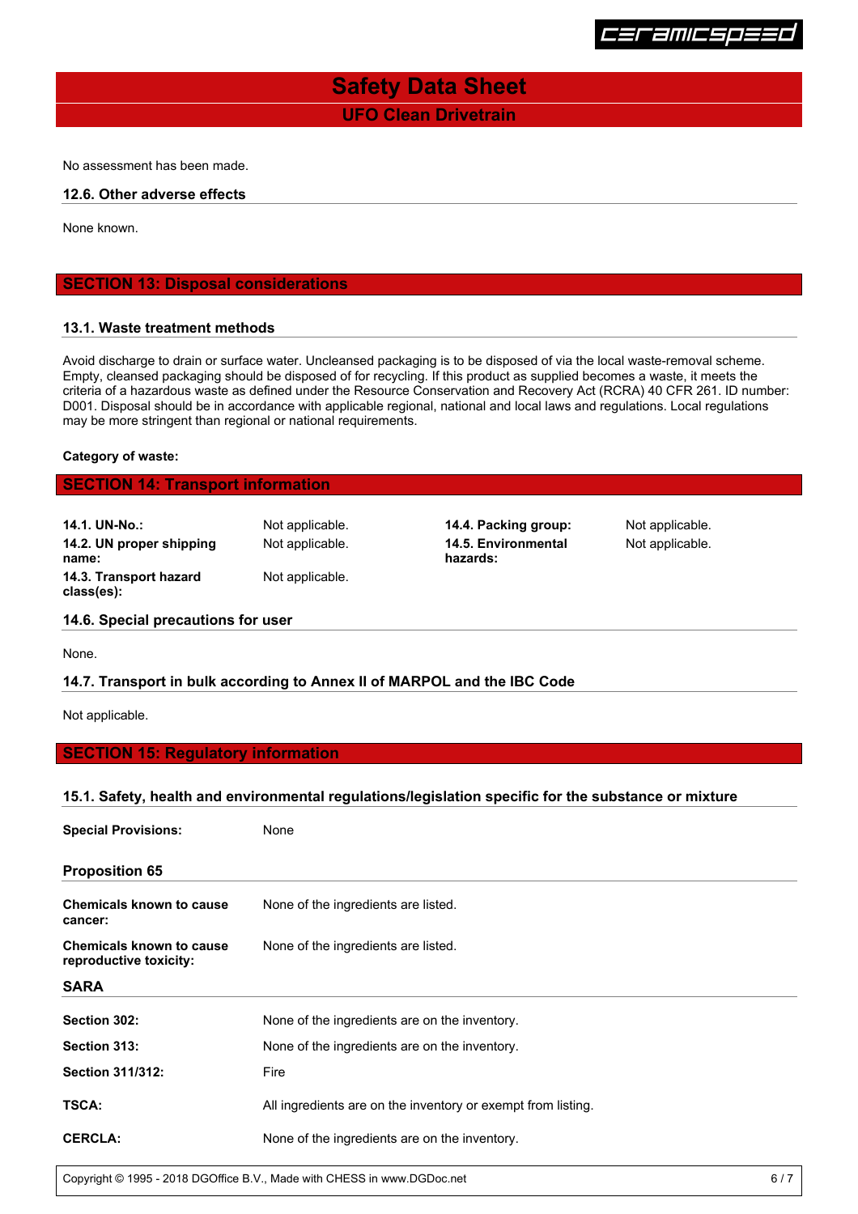No assessment has been made.

### 12.6. Other adverse effects

None known.

## SECTION 13: Disposal considerations

### 13.1. Waste treatment methods

Avoid discharge to drain or surface water. Uncleansed packaging is to be disposed of via the local waste-removal scheme. Empty, cleansed packaging should be disposed of for recycling. If this product as supplied becomes a waste, it meets the criteria of a hazardous waste as defined under the Resource Conservation and Recovery Act (RCRA) 40 CFR 261. ID number: D001. Disposal should be in accordance with applicable regional, national and local laws and regulations. Local regulations may be more stringent than regional or national requirements.

**Category of waste:**

## SECTION 14: Transport information

| | | | |
|---|---|---|---|
| **14.1. UN-No.:** | Not applicable. | **14.4. Packing group:** | Not applicable. |
| **14.2. UN proper shipping name:** | Not applicable. | **14.5. Environmental hazards:** | Not applicable. |
| **14.3. Transport hazard class(es):** | Not applicable. | | |

### 14.6. Special precautions for user

None.

### 14.7. Transport in bulk according to Annex II of MARPOL and the IBC Code

Not applicable.

## SECTION 15: Regulatory information

### 15.1. Safety, health and environmental regulations/legislation specific for the substance or mixture

**Special Provisions:** None

### Proposition 65

| | |
|---|---|
| **Chemicals known to cause cancer:** | None of the ingredients are listed. |
| **Chemicals known to cause reproductive toxicity:** | None of the ingredients are listed. |

### SARA

| | |
|---|---|
| **Section 302:** | None of the ingredients are on the inventory. |
| **Section 313:** | None of the ingredients are on the inventory. |
| **Section 311/312:** | Fire |
| **TSCA:** | All ingredients are on the inventory or exempt from listing. |
| **CERCLA:** | None of the ingredients are on the inventory. |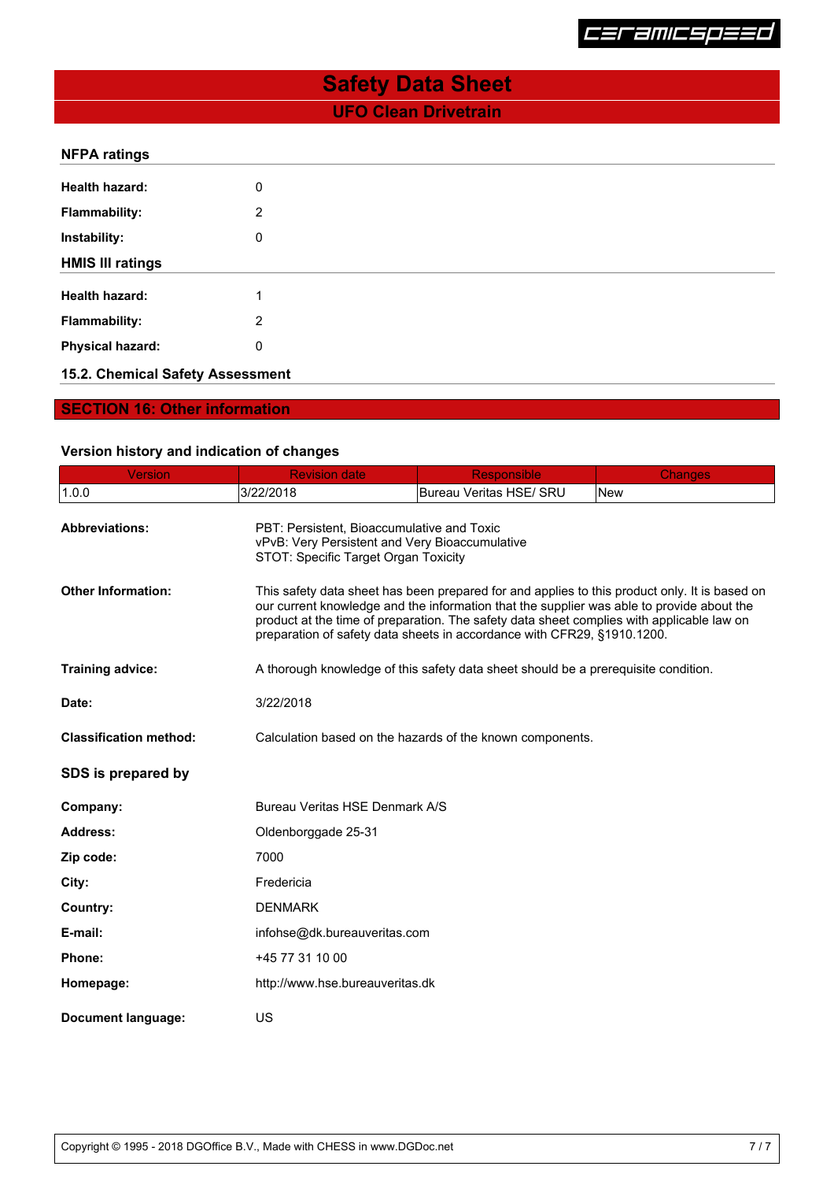# Safety Data Sheet

## UFO Clean Drivetrain

### NFPA ratings

**Health hazard:** 0

**Flammability:** 2

**Instability:** 0

### HMIS III ratings

**Health hazard:** 1

**Flammability:** 2

**Physical hazard:** 0

### 15.2. Chemical Safety Assessment

## SECTION 16: Other information

### Version history and indication of changes

| Version | Revision date | Responsible | Changes |
|---|---|---|---|
| 1.0.0 | 3/22/2018 | Bureau Veritas HSE/ SRU | New |

**Abbreviations:** PBT: Persistent, Bioaccumulative and Toxic
vPvB: Very Persistent and Very Bioaccumulative
STOT: Specific Target Organ Toxicity

**Other Information:** This safety data sheet has been prepared for and applies to this product only. It is based on our current knowledge and the information that the supplier was able to provide about the product at the time of preparation. The safety data sheet complies with applicable law on preparation of safety data sheets in accordance with CFR29, §1910.1200.

**Training advice:** A thorough knowledge of this safety data sheet should be a prerequisite condition.

**Date:** 3/22/2018

**Classification method:** Calculation based on the hazards of the known components.

### SDS is prepared by

**Company:** Bureau Veritas HSE Denmark A/S

**Address:** Oldenborggade 25-31

**Zip code:** 7000

**City:** Fredericia

**Country:** DENMARK

**E-mail:** infohse@dk.bureauveritas.com

**Phone:** +45 77 31 10 00

**Homepage:** http://www.hse.bureauveritas.dk

**Document language:** US

Copyright © 1995 - 2018 DGOffice B.V., Made with CHESS in www.DGDoc.net